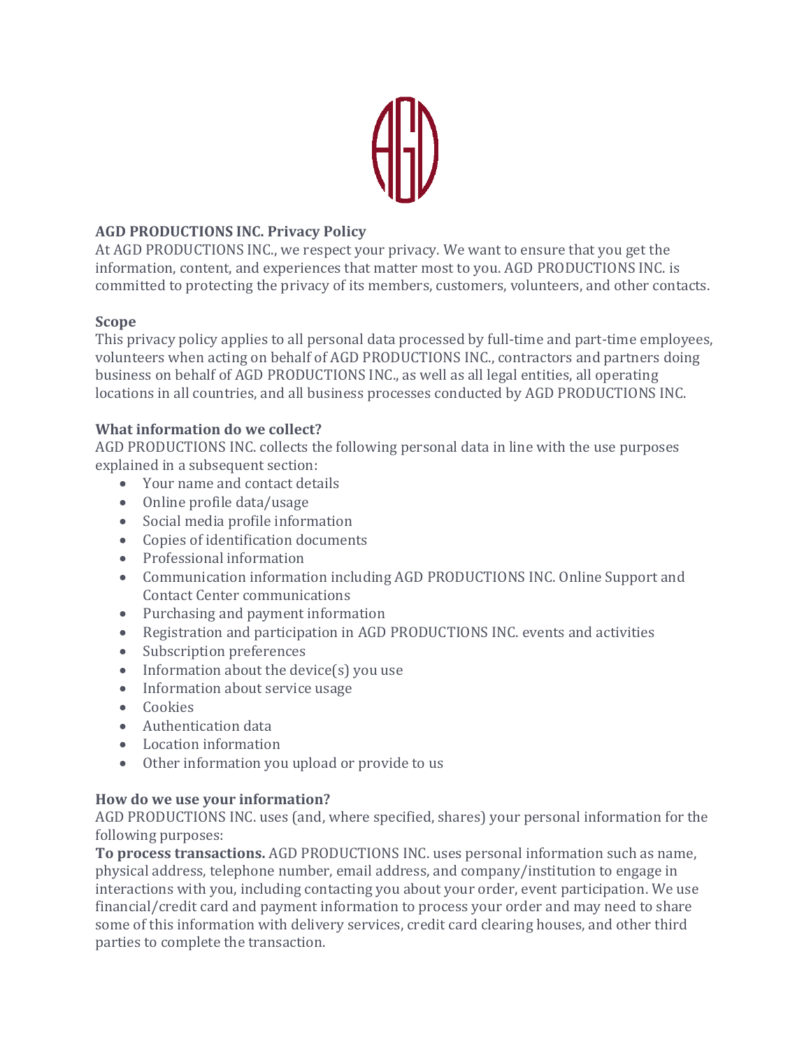## AGD PRODUCTIONS INC. Privacy Policy

At AGD PRODUCTIONS INC., we respect your privacy. We want to ensure that you get the information, content, and experiences that matter most to you. AGD PRODUCTIONS INC. is committed to protecting the privacy of its members, customers, volunteers, and other contacts.

### Scope

This privacy policy applies to all personal data processed by full-time and part-time employees, volunteers when acting on behalf of AGD PRODUCTIONS INC., contractors and partners doing business on behalf of AGD PRODUCTIONS INC., as well as all legal entities, all operating locations in all countries, and all business processes conducted by AGD PRODUCTIONS INC.

### What information do we collect?

AGD PRODUCTIONS INC. collects the following personal data in line with the use purposes explained in a subsequent section:

- Your name and contact details
- Online profile data/usage
- Social media profile information
- Copies of identification documents
- Professional information
- Communication information including AGD PRODUCTIONS INC. Online Support and Contact Center communications
- Purchasing and payment information
- Registration and participation in AGD PRODUCTIONS INC. events and activities
- Subscription preferences
- Information about the device(s) you use
- Information about service usage
- Cookies
- Authentication data
- Location information
- Other information you upload or provide to us

### How do we use your information?

AGD PRODUCTIONS INC. uses (and, where specified, shares) your personal information for the following purposes:

**To process transactions.** AGD PRODUCTIONS INC. uses personal information such as name, physical address, telephone number, email address, and company/institution to engage in interactions with you, including contacting you about your order, event participation. We use financial/credit card and payment information to process your order and may need to share some of this information with delivery services, credit card clearing houses, and other third parties to complete the transaction.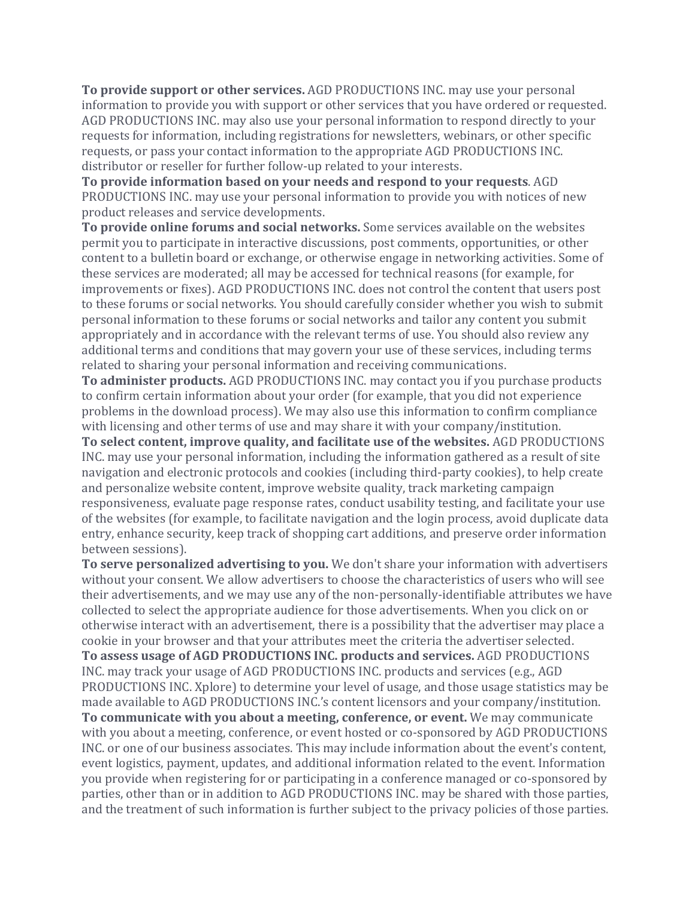**To provide support or other services.** AGD PRODUCTIONS INC. may use your personal information to provide you with support or other services that you have ordered or requested. AGD PRODUCTIONS INC. may also use your personal information to respond directly to your requests for information, including registrations for newsletters, webinars, or other specific requests, or pass your contact information to the appropriate AGD PRODUCTIONS INC. distributor or reseller for further follow-up related to your interests.

**To provide information based on your needs and respond to your requests**. AGD PRODUCTIONS INC. may use your personal information to provide you with notices of new product releases and service developments.

**To provide online forums and social networks.** Some services available on the websites permit you to participate in interactive discussions, post comments, opportunities, or other content to a bulletin board or exchange, or otherwise engage in networking activities. Some of these services are moderated; all may be accessed for technical reasons (for example, for improvements or fixes). AGD PRODUCTIONS INC. does not control the content that users post to these forums or social networks. You should carefully consider whether you wish to submit personal information to these forums or social networks and tailor any content you submit appropriately and in accordance with the relevant terms of use. You should also review any additional terms and conditions that may govern your use of these services, including terms related to sharing your personal information and receiving communications.

**To administer products.** AGD PRODUCTIONS INC. may contact you if you purchase products to confirm certain information about your order (for example, that you did not experience problems in the download process). We may also use this information to confirm compliance with licensing and other terms of use and may share it with your company/institution.

**To select content, improve quality, and facilitate use of the websites.** AGD PRODUCTIONS INC. may use your personal information, including the information gathered as a result of site navigation and electronic protocols and cookies (including third-party cookies), to help create and personalize website content, improve website quality, track marketing campaign responsiveness, evaluate page response rates, conduct usability testing, and facilitate your use of the websites (for example, to facilitate navigation and the login process, avoid duplicate data entry, enhance security, keep track of shopping cart additions, and preserve order information between sessions).

**To serve personalized advertising to you.** We don't share your information with advertisers without your consent. We allow advertisers to choose the characteristics of users who will see their advertisements, and we may use any of the non-personally-identifiable attributes we have collected to select the appropriate audience for those advertisements. When you click on or otherwise interact with an advertisement, there is a possibility that the advertiser may place a cookie in your browser and that your attributes meet the criteria the advertiser selected.

**To assess usage of AGD PRODUCTIONS INC. products and services.** AGD PRODUCTIONS INC. may track your usage of AGD PRODUCTIONS INC. products and services (e.g., AGD PRODUCTIONS INC. Xplore) to determine your level of usage, and those usage statistics may be made available to AGD PRODUCTIONS INC.'s content licensors and your company/institution.

**To communicate with you about a meeting, conference, or event.** We may communicate with you about a meeting, conference, or event hosted or co-sponsored by AGD PRODUCTIONS INC. or one of our business associates. This may include information about the event's content, event logistics, payment, updates, and additional information related to the event. Information you provide when registering for or participating in a conference managed or co-sponsored by parties, other than or in addition to AGD PRODUCTIONS INC. may be shared with those parties, and the treatment of such information is further subject to the privacy policies of those parties.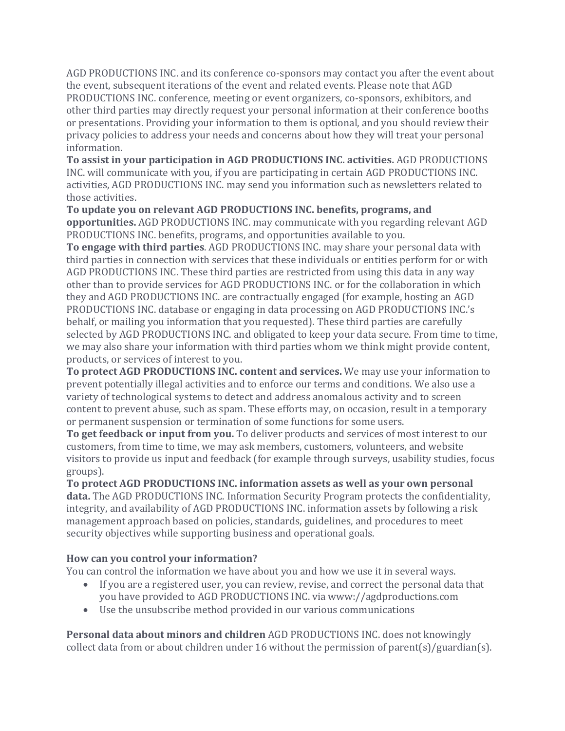AGD PRODUCTIONS INC. and its conference co-sponsors may contact you after the event about the event, subsequent iterations of the event and related events. Please note that AGD PRODUCTIONS INC. conference, meeting or event organizers, co-sponsors, exhibitors, and other third parties may directly request your personal information at their conference booths or presentations. Providing your information to them is optional, and you should review their privacy policies to address your needs and concerns about how they will treat your personal information.

**To assist in your participation in AGD PRODUCTIONS INC. activities.** AGD PRODUCTIONS INC. will communicate with you, if you are participating in certain AGD PRODUCTIONS INC. activities, AGD PRODUCTIONS INC. may send you information such as newsletters related to those activities.

**To update you on relevant AGD PRODUCTIONS INC. benefits, programs, and opportunities.** AGD PRODUCTIONS INC. may communicate with you regarding relevant AGD PRODUCTIONS INC. benefits, programs, and opportunities available to you.

**To engage with third parties**. AGD PRODUCTIONS INC. may share your personal data with third parties in connection with services that these individuals or entities perform for or with AGD PRODUCTIONS INC. These third parties are restricted from using this data in any way other than to provide services for AGD PRODUCTIONS INC. or for the collaboration in which they and AGD PRODUCTIONS INC. are contractually engaged (for example, hosting an AGD PRODUCTIONS INC. database or engaging in data processing on AGD PRODUCTIONS INC.'s behalf, or mailing you information that you requested). These third parties are carefully selected by AGD PRODUCTIONS INC. and obligated to keep your data secure. From time to time, we may also share your information with third parties whom we think might provide content, products, or services of interest to you.

**To protect AGD PRODUCTIONS INC. content and services.** We may use your information to prevent potentially illegal activities and to enforce our terms and conditions. We also use a variety of technological systems to detect and address anomalous activity and to screen content to prevent abuse, such as spam. These efforts may, on occasion, result in a temporary or permanent suspension or termination of some functions for some users.

**To get feedback or input from you.** To deliver products and services of most interest to our customers, from time to time, we may ask members, customers, volunteers, and website visitors to provide us input and feedback (for example through surveys, usability studies, focus groups).

**To protect AGD PRODUCTIONS INC. information assets as well as your own personal data.** The AGD PRODUCTIONS INC. Information Security Program protects the confidentiality, integrity, and availability of AGD PRODUCTIONS INC. information assets by following a risk management approach based on policies, standards, guidelines, and procedures to meet security objectives while supporting business and operational goals.

**How can you control your information?**

You can control the information we have about you and how we use it in several ways.

- If you are a registered user, you can review, revise, and correct the personal data that you have provided to AGD PRODUCTIONS INC. via www://agdproductions.com
- Use the unsubscribe method provided in our various communications

**Personal data about minors and children** AGD PRODUCTIONS INC. does not knowingly collect data from or about children under 16 without the permission of parent(s)/guardian(s).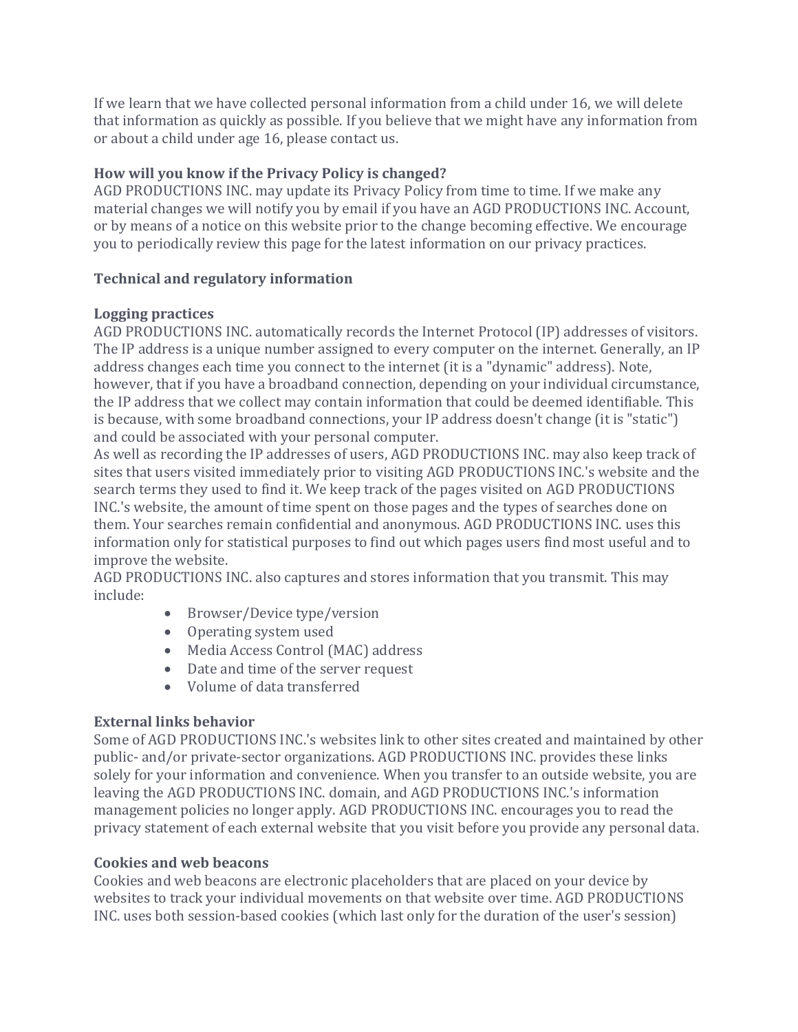If we learn that we have collected personal information from a child under 16, we will delete that information as quickly as possible. If you believe that we might have any information from or about a child under age 16, please contact us.

**How will you know if the Privacy Policy is changed?**

AGD PRODUCTIONS INC. may update its Privacy Policy from time to time. If we make any material changes we will notify you by email if you have an AGD PRODUCTIONS INC. Account, or by means of a notice on this website prior to the change becoming effective. We encourage you to periodically review this page for the latest information on our privacy practices.

**Technical and regulatory information**

**Logging practices**

AGD PRODUCTIONS INC. automatically records the Internet Protocol (IP) addresses of visitors. The IP address is a unique number assigned to every computer on the internet. Generally, an IP address changes each time you connect to the internet (it is a "dynamic" address). Note, however, that if you have a broadband connection, depending on your individual circumstance, the IP address that we collect may contain information that could be deemed identifiable. This is because, with some broadband connections, your IP address doesn't change (it is "static") and could be associated with your personal computer.

As well as recording the IP addresses of users, AGD PRODUCTIONS INC. may also keep track of sites that users visited immediately prior to visiting AGD PRODUCTIONS INC.'s website and the search terms they used to find it. We keep track of the pages visited on AGD PRODUCTIONS INC.'s website, the amount of time spent on those pages and the types of searches done on them. Your searches remain confidential and anonymous. AGD PRODUCTIONS INC. uses this information only for statistical purposes to find out which pages users find most useful and to improve the website.

AGD PRODUCTIONS INC. also captures and stores information that you transmit. This may include:

- Browser/Device type/version
- Operating system used
- Media Access Control (MAC) address
- Date and time of the server request
- Volume of data transferred

**External links behavior**

Some of AGD PRODUCTIONS INC.'s websites link to other sites created and maintained by other public- and/or private-sector organizations. AGD PRODUCTIONS INC. provides these links solely for your information and convenience. When you transfer to an outside website, you are leaving the AGD PRODUCTIONS INC. domain, and AGD PRODUCTIONS INC.'s information management policies no longer apply. AGD PRODUCTIONS INC. encourages you to read the privacy statement of each external website that you visit before you provide any personal data.

**Cookies and web beacons**

Cookies and web beacons are electronic placeholders that are placed on your device by websites to track your individual movements on that website over time. AGD PRODUCTIONS INC. uses both session-based cookies (which last only for the duration of the user's session)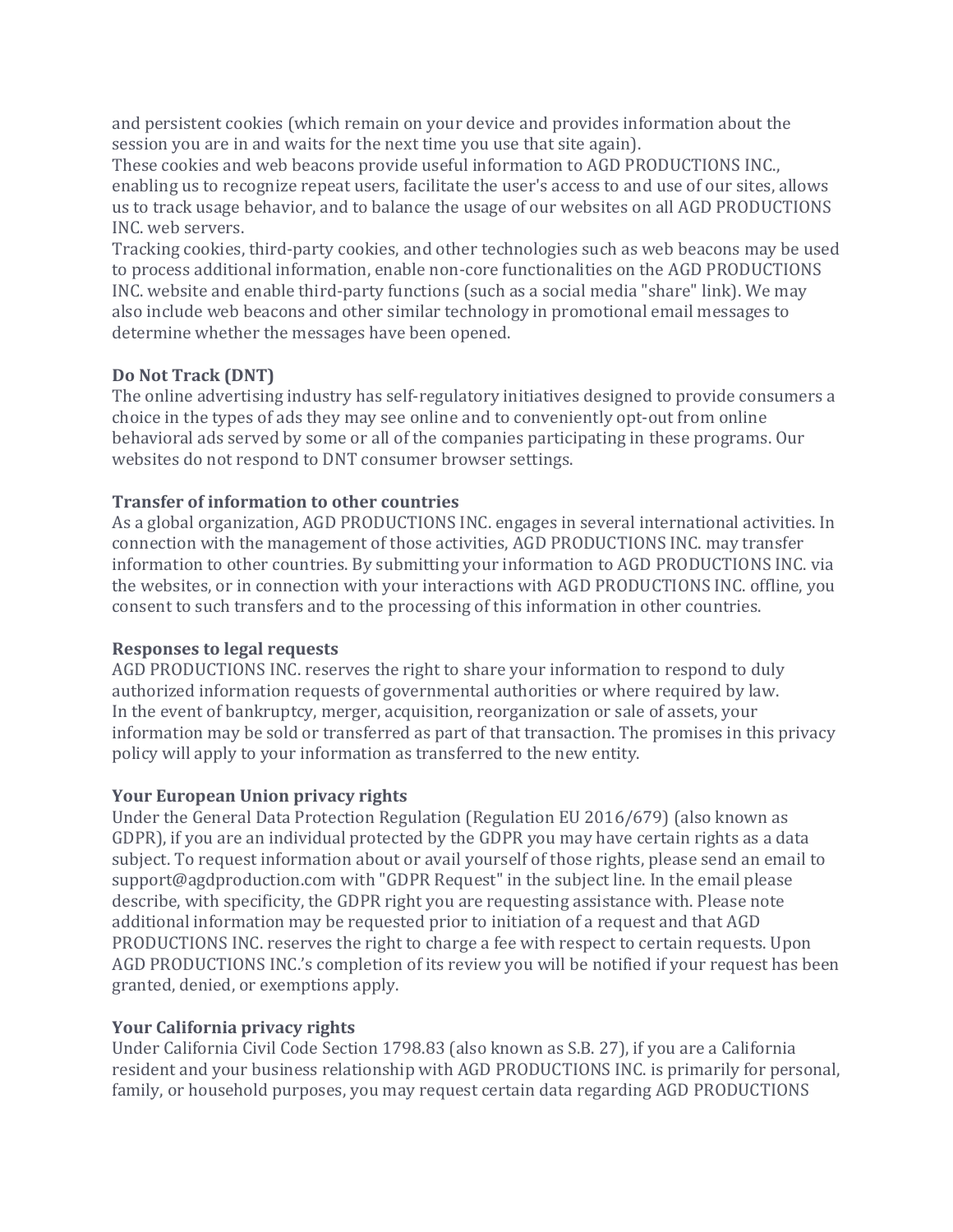and persistent cookies (which remain on your device and provides information about the session you are in and waits for the next time you use that site again).

These cookies and web beacons provide useful information to AGD PRODUCTIONS INC., enabling us to recognize repeat users, facilitate the user's access to and use of our sites, allows us to track usage behavior, and to balance the usage of our websites on all AGD PRODUCTIONS INC. web servers.

Tracking cookies, third-party cookies, and other technologies such as web beacons may be used to process additional information, enable non-core functionalities on the AGD PRODUCTIONS INC. website and enable third-party functions (such as a social media "share" link). We may also include web beacons and other similar technology in promotional email messages to determine whether the messages have been opened.

**Do Not Track (DNT)**

The online advertising industry has self-regulatory initiatives designed to provide consumers a choice in the types of ads they may see online and to conveniently opt-out from online behavioral ads served by some or all of the companies participating in these programs. Our websites do not respond to DNT consumer browser settings.

**Transfer of information to other countries**

As a global organization, AGD PRODUCTIONS INC. engages in several international activities. In connection with the management of those activities, AGD PRODUCTIONS INC. may transfer information to other countries. By submitting your information to AGD PRODUCTIONS INC. via the websites, or in connection with your interactions with AGD PRODUCTIONS INC. offline, you consent to such transfers and to the processing of this information in other countries.

**Responses to legal requests**

AGD PRODUCTIONS INC. reserves the right to share your information to respond to duly authorized information requests of governmental authorities or where required by law.

In the event of bankruptcy, merger, acquisition, reorganization or sale of assets, your information may be sold or transferred as part of that transaction. The promises in this privacy policy will apply to your information as transferred to the new entity.

**Your European Union privacy rights**

Under the General Data Protection Regulation (Regulation EU 2016/679) (also known as GDPR), if you are an individual protected by the GDPR you may have certain rights as a data subject. To request information about or avail yourself of those rights, please send an email to support@agdproduction.com with "GDPR Request" in the subject line. In the email please describe, with specificity, the GDPR right you are requesting assistance with. Please note additional information may be requested prior to initiation of a request and that AGD PRODUCTIONS INC. reserves the right to charge a fee with respect to certain requests. Upon AGD PRODUCTIONS INC.'s completion of its review you will be notified if your request has been granted, denied, or exemptions apply.

**Your California privacy rights**

Under California Civil Code Section 1798.83 (also known as S.B. 27), if you are a California resident and your business relationship with AGD PRODUCTIONS INC. is primarily for personal, family, or household purposes, you may request certain data regarding AGD PRODUCTIONS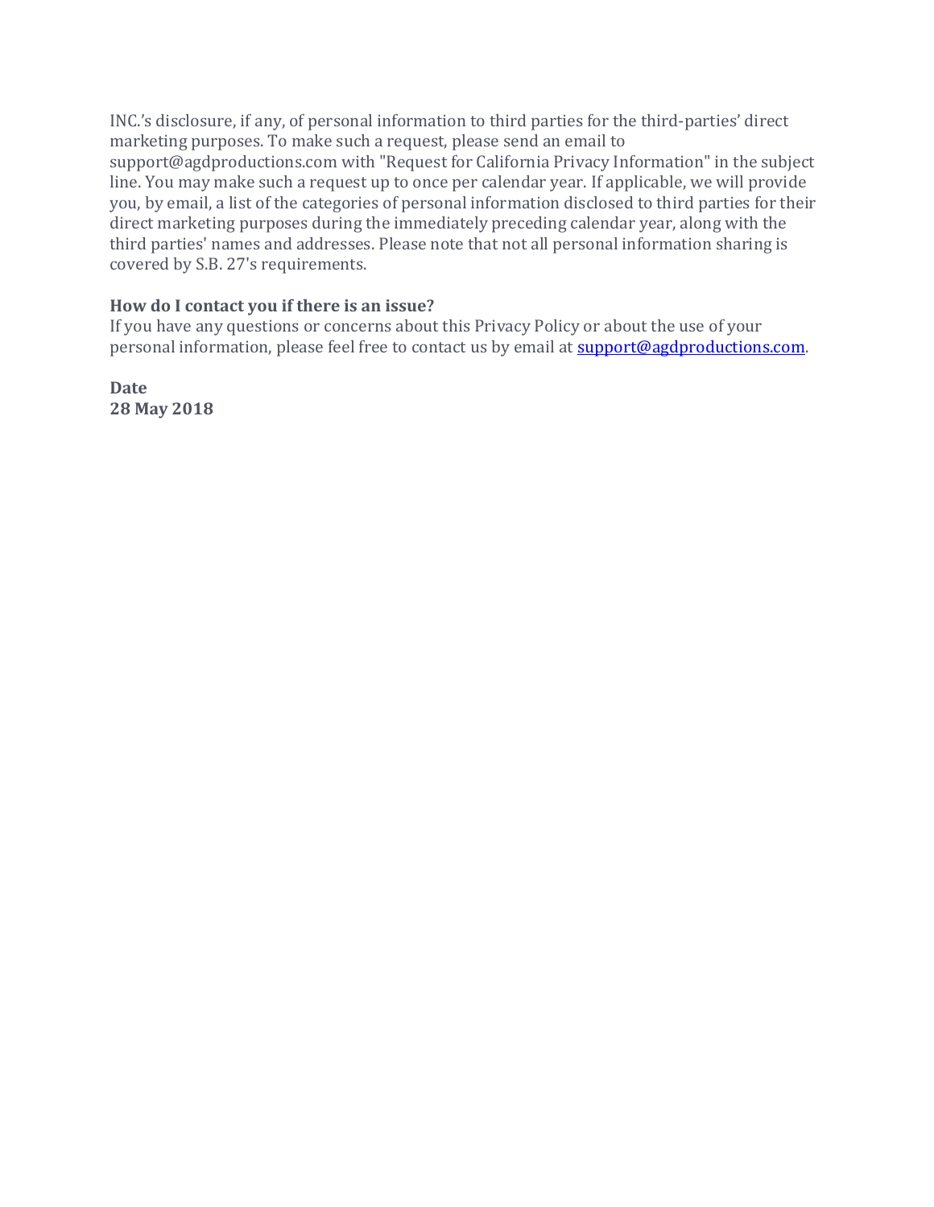INC.'s disclosure, if any, of personal information to third parties for the third-parties' direct marketing purposes. To make such a request, please send an email to support@agdproductions.com with "Request for California Privacy Information" in the subject line. You may make such a request up to once per calendar year. If applicable, we will provide you, by email, a list of the categories of personal information disclosed to third parties for their direct marketing purposes during the immediately preceding calendar year, along with the third parties' names and addresses. Please note that not all personal information sharing is covered by S.B. 27's requirements.

**How do I contact you if there is an issue?**

If you have any questions or concerns about this Privacy Policy or about the use of your personal information, please feel free to contact us by email at support@agdproductions.com.

**Date**

**28 May 2018**